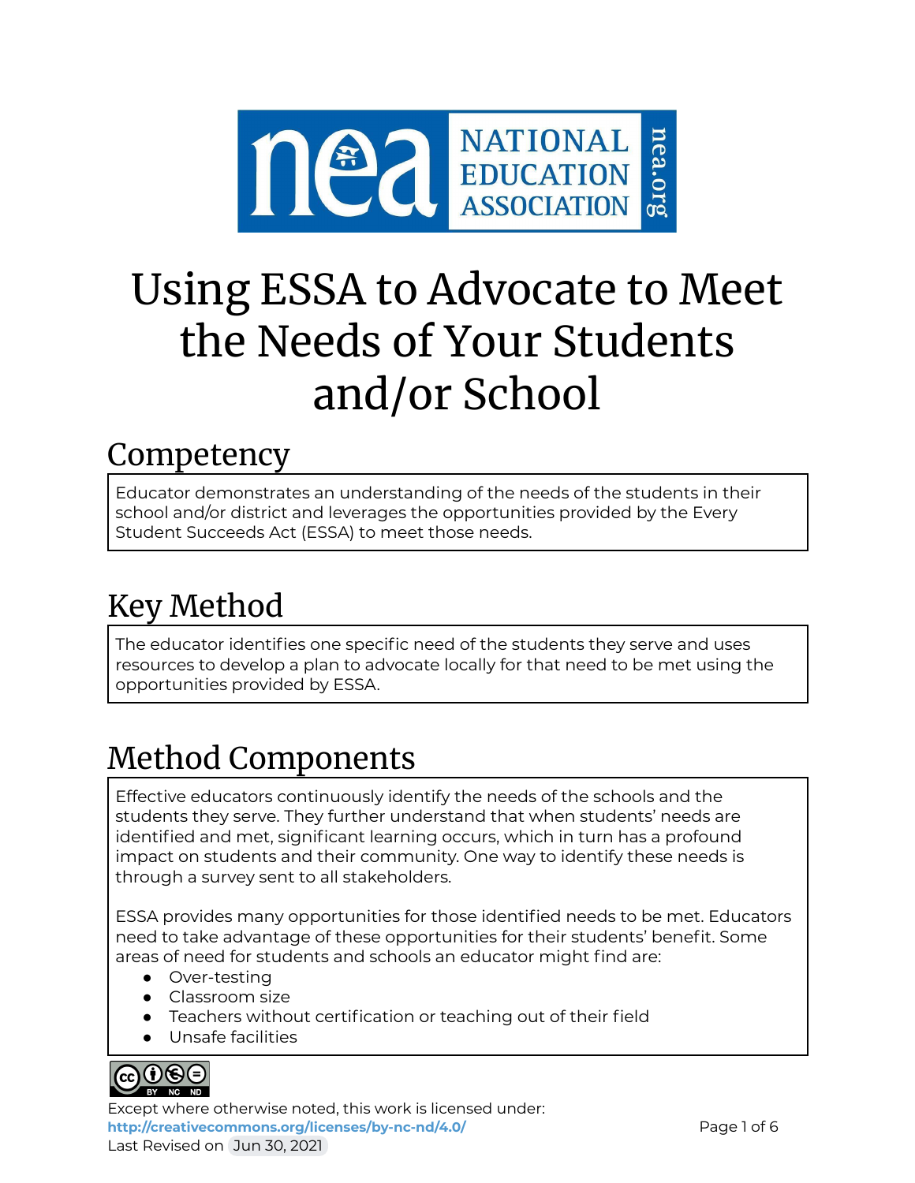# Using ESSA to Advocate to Meet the Needs of Your Students and/or School

## Competency

Educator demonstrates an understanding of the needs of the students in their school and/or district and leverages the opportunities provided by the Every Student Succeeds Act (ESSA) to meet those needs.

## Key Method

The educator identifies one specific need of the students they serve and uses resources to develop a plan to advocate locally for that need to be met using the opportunities provided by ESSA.

## Method Components

Effective educators continuously identify the needs of the schools and the students they serve. They further understand that when students' needs are identified and met, significant learning occurs, which in turn has a profound impact on students and their community. One way to identify these needs is through a survey sent to all stakeholders.

ESSA provides many opportunities for those identified needs to be met. Educators need to take advantage of these opportunities for their students' benefit. Some areas of need for students and schools an educator might find are:

- Over-testing
- Classroom size
- Teachers without certification or teaching out of their field
- Unsafe facilities

Except where otherwise noted, this work is licensed under:
http://creativecommons.org/licenses/by-nc-nd/4.0/
Last Revised on Jun 30, 2021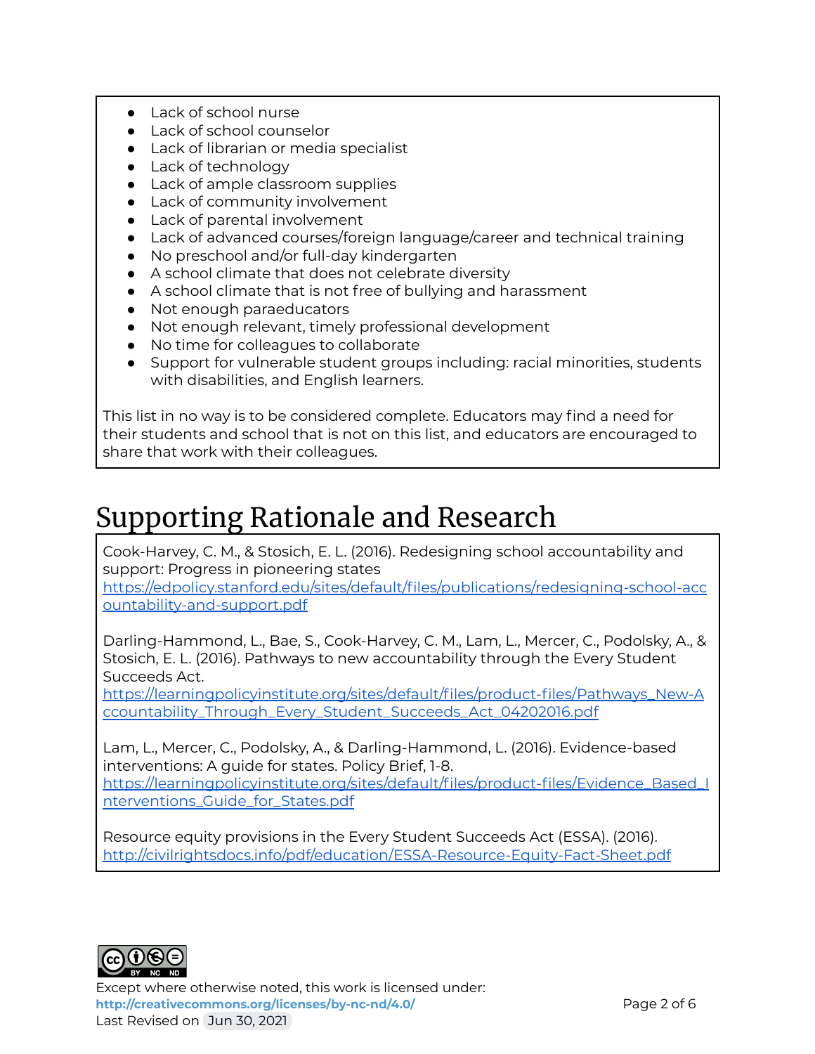- Lack of school nurse
- Lack of school counselor
- Lack of librarian or media specialist
- Lack of technology
- Lack of ample classroom supplies
- Lack of community involvement
- Lack of parental involvement
- Lack of advanced courses/foreign language/career and technical training
- No preschool and/or full-day kindergarten
- A school climate that does not celebrate diversity
- A school climate that is not free of bullying and harassment
- Not enough paraeducators
- Not enough relevant, timely professional development
- No time for colleagues to collaborate
- Support for vulnerable student groups including: racial minorities, students with disabilities, and English learners.

This list in no way is to be considered complete. Educators may find a need for their students and school that is not on this list, and educators are encouraged to share that work with their colleagues.

# Supporting Rationale and Research

Cook-Harvey, C. M., & Stosich, E. L. (2016). Redesigning school accountability and support: Progress in pioneering states
https://edpolicy.stanford.edu/sites/default/files/publications/redesigning-school-accountability-and-support.pdf

Darling-Hammond, L., Bae, S., Cook-Harvey, C. M., Lam, L., Mercer, C., Podolsky, A., & Stosich, E. L. (2016). Pathways to new accountability through the Every Student Succeeds Act.
https://learningpolicyinstitute.org/sites/default/files/product-files/Pathways_New-Accountability_Through_Every_Student_Succeeds_Act_04202016.pdf

Lam, L., Mercer, C., Podolsky, A., & Darling-Hammond, L. (2016). Evidence-based interventions: A guide for states. Policy Brief, 1-8.
https://learningpolicyinstitute.org/sites/default/files/product-files/Evidence_Based_Interventions_Guide_for_States.pdf

Resource equity provisions in the Every Student Succeeds Act (ESSA). (2016).
http://civilrightsdocs.info/pdf/education/ESSA-Resource-Equity-Fact-Sheet.pdf

Except where otherwise noted, this work is licensed under:
**http://creativecommons.org/licenses/by-nc-nd/4.0/**
Last Revised on Jun 30, 2021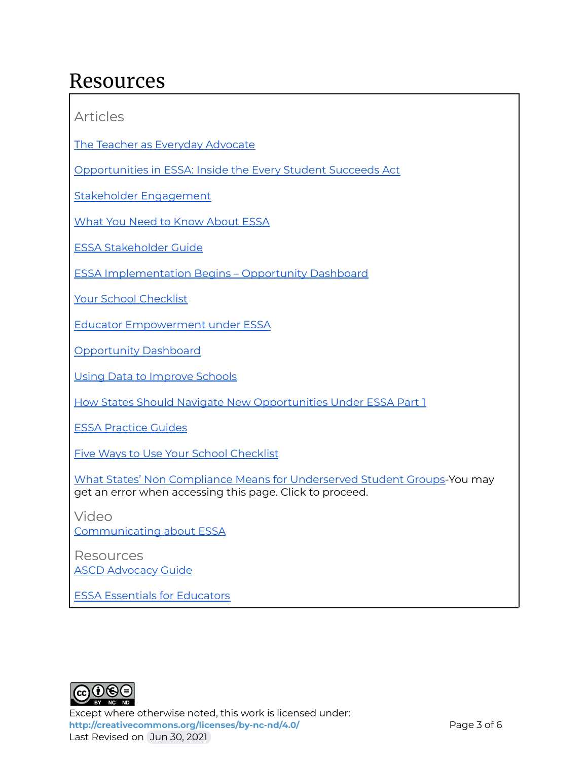# Resources

## Articles

The Teacher as Everyday Advocate

Opportunities in ESSA: Inside the Every Student Succeeds Act

Stakeholder Engagement

What You Need to Know About ESSA

ESSA Stakeholder Guide

ESSA Implementation Begins – Opportunity Dashboard

Your School Checklist

Educator Empowerment under ESSA

Opportunity Dashboard

Using Data to Improve Schools

How States Should Navigate New Opportunities Under ESSA Part 1

ESSA Practice Guides

Five Ways to Use Your School Checklist

What States' Non Compliance Means for Underserved Student Groups-You may get an error when accessing this page. Click to proceed.

## Video

Communicating about ESSA

## Resources

ASCD Advocacy Guide

ESSA Essentials for Educators

Except where otherwise noted, this work is licensed under:
**http://creativecommons.org/licenses/by-nc-nd/4.0/**
Last Revised on Jun 30, 2021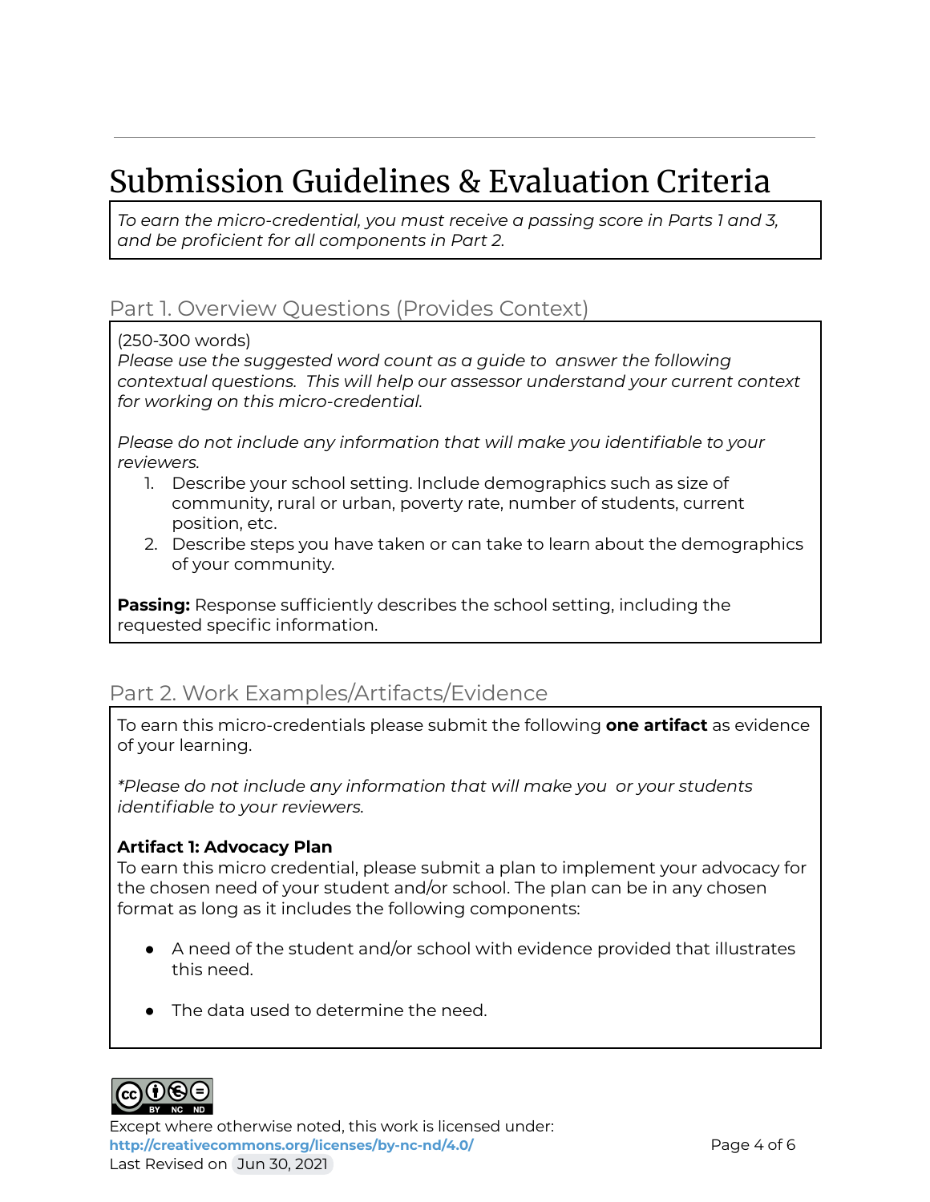# Submission Guidelines & Evaluation Criteria

*To earn the micro-credential, you must receive a passing score in Parts 1 and 3, and be proficient for all components in Part 2.*

## Part 1. Overview Questions (Provides Context)

(250-300 words)
*Please use the suggested word count as a guide to answer the following contextual questions. This will help our assessor understand your current context for working on this micro-credential.*

*Please do not include any information that will make you identifiable to your reviewers.*

1. Describe your school setting. Include demographics such as size of community, rural or urban, poverty rate, number of students, current position, etc.
2. Describe steps you have taken or can take to learn about the demographics of your community.

**Passing:** Response sufficiently describes the school setting, including the requested specific information.

## Part 2. Work Examples/Artifacts/Evidence

To earn this micro-credentials please submit the following **one artifact** as evidence of your learning.

**Please do not include any information that will make you or your students identifiable to your reviewers.*

**Artifact 1: Advocacy Plan**
To earn this micro credential, please submit a plan to implement your advocacy for the chosen need of your student and/or school. The plan can be in any chosen format as long as it includes the following components:

- A need of the student and/or school with evidence provided that illustrates this need.
- The data used to determine the need.

Except where otherwise noted, this work is licensed under: **http://creativecommons.org/licenses/by-nc-nd/4.0/**
Last Revised on Jun 30, 2021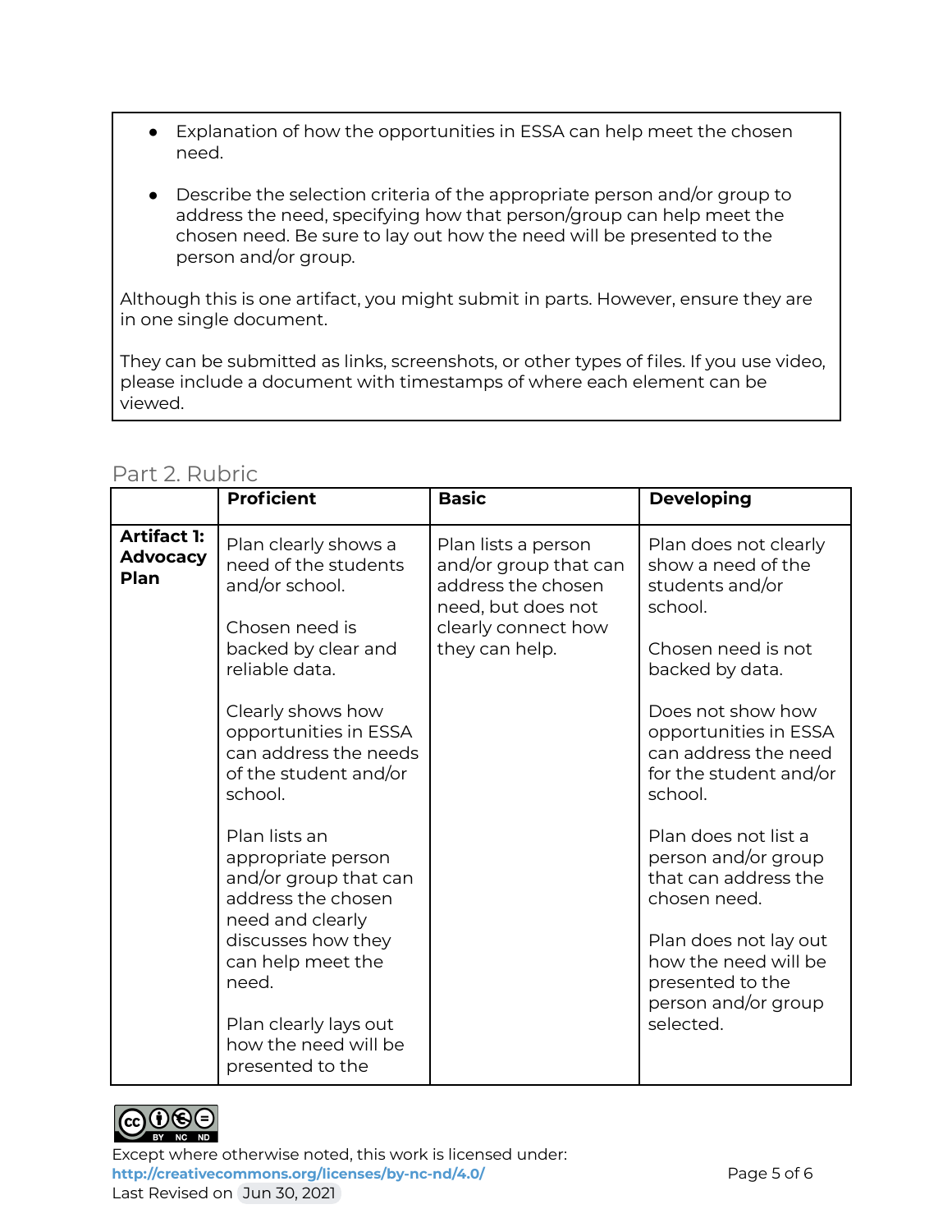- Explanation of how the opportunities in ESSA can help meet the chosen need.
- Describe the selection criteria of the appropriate person and/or group to address the need, specifying how that person/group can help meet the chosen need. Be sure to lay out how the need will be presented to the person and/or group.

Although this is one artifact, you might submit in parts. However, ensure they are in one single document.

They can be submitted as links, screenshots, or other types of files. If you use video, please include a document with timestamps of where each element can be viewed.

## Part 2. Rubric

| | **Proficient** | **Basic** | **Developing** |
|---|---|---|---|
| **Artifact 1: Advocacy Plan** | Plan clearly shows a need of the students and/or school.<br><br>Chosen need is backed by clear and reliable data.<br><br>Clearly shows how opportunities in ESSA can address the needs of the student and/or school.<br><br>Plan lists an appropriate person and/or group that can address the chosen need and clearly discusses how they can help meet the need.<br><br>Plan clearly lays out how the need will be presented to the | Plan lists a person and/or group that can address the chosen need, but does not clearly connect how they can help. | Plan does not clearly show a need of the students and/or school.<br><br>Chosen need is not backed by data.<br><br>Does not show how opportunities in ESSA can address the need for the student and/or school.<br><br>Plan does not list a person and/or group that can address the chosen need.<br><br>Plan does not lay out how the need will be presented to the person and/or group selected. |

Except where otherwise noted, this work is licensed under:
http://creativecommons.org/licenses/by-nc-nd/4.0/
Last Revised on Jun 30, 2021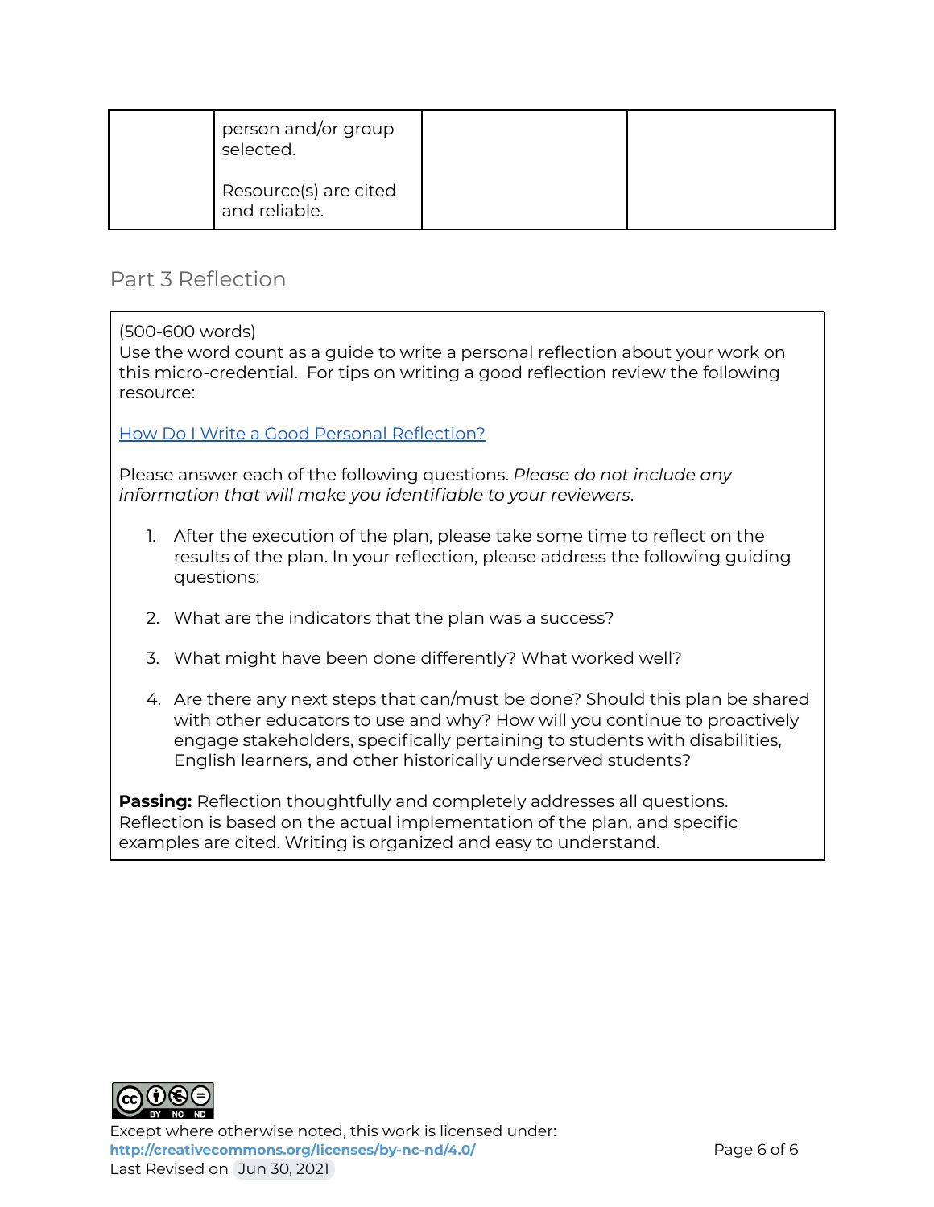| | | | |
|---|---|---|---|
| | person and/or group selected.<br><br>Resource(s) are cited and reliable. | | |

## Part 3 Reflection

(500-600 words)
Use the word count as a guide to write a personal reflection about your work on this micro-credential. For tips on writing a good reflection review the following resource:

[How Do I Write a Good Personal Reflection?]

Please answer each of the following questions. *Please do not include any information that will make you identifiable to your reviewers*.

1. After the execution of the plan, please take some time to reflect on the results of the plan. In your reflection, please address the following guiding questions:
2. What are the indicators that the plan was a success?
3. What might have been done differently? What worked well?
4. Are there any next steps that can/must be done? Should this plan be shared with other educators to use and why? How will you continue to proactively engage stakeholders, specifically pertaining to students with disabilities, English learners, and other historically underserved students?

**Passing:** Reflection thoughtfully and completely addresses all questions. Reflection is based on the actual implementation of the plan, and specific examples are cited. Writing is organized and easy to understand.

Except where otherwise noted, this work is licensed under:
**http://creativecommons.org/licenses/by-nc-nd/4.0/**
Last Revised on Jun 30, 2021